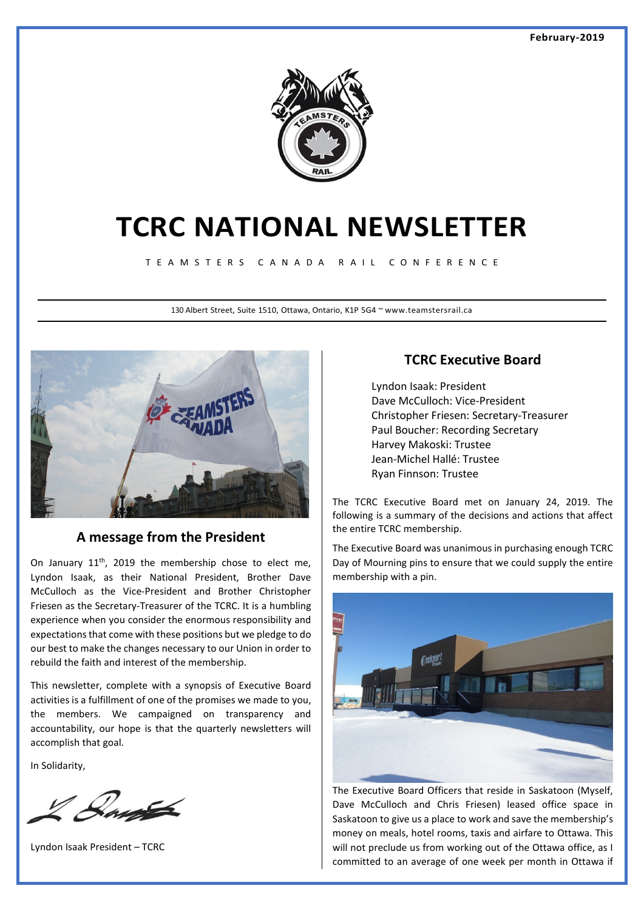February-2019

# TCRC NATIONAL NEWSLETTER

TEAMSTERS CANADA RAIL CONFERENCE

130 Albert Street, Suite 1510, Ottawa, Ontario, K1P 5G4 ~ www.teamstersrail.ca

## A message from the President

On January 11th, 2019 the membership chose to elect me, Lyndon Isaak, as their National President, Brother Dave McCulloch as the Vice-President and Brother Christopher Friesen as the Secretary-Treasurer of the TCRC. It is a humbling experience when you consider the enormous responsibility and expectations that come with these positions but we pledge to do our best to make the changes necessary to our Union in order to rebuild the faith and interest of the membership.

This newsletter, complete with a synopsis of Executive Board activities is a fulfillment of one of the promises we made to you, the members. We campaigned on transparency and accountability, our hope is that the quarterly newsletters will accomplish that goal.

In Solidarity,

Lyndon Isaak President – TCRC

## TCRC Executive Board

Lyndon Isaak: President
Dave McCulloch: Vice-President
Christopher Friesen: Secretary-Treasurer
Paul Boucher: Recording Secretary
Harvey Makoski: Trustee
Jean-Michel Hallé: Trustee
Ryan Finnson: Trustee

The TCRC Executive Board met on January 24, 2019. The following is a summary of the decisions and actions that affect the entire TCRC membership.

The Executive Board was unanimous in purchasing enough TCRC Day of Mourning pins to ensure that we could supply the entire membership with a pin.

The Executive Board Officers that reside in Saskatoon (Myself, Dave McCulloch and Chris Friesen) leased office space in Saskatoon to give us a place to work and save the membership's money on meals, hotel rooms, taxis and airfare to Ottawa. This will not preclude us from working out of the Ottawa office, as I committed to an average of one week per month in Ottawa if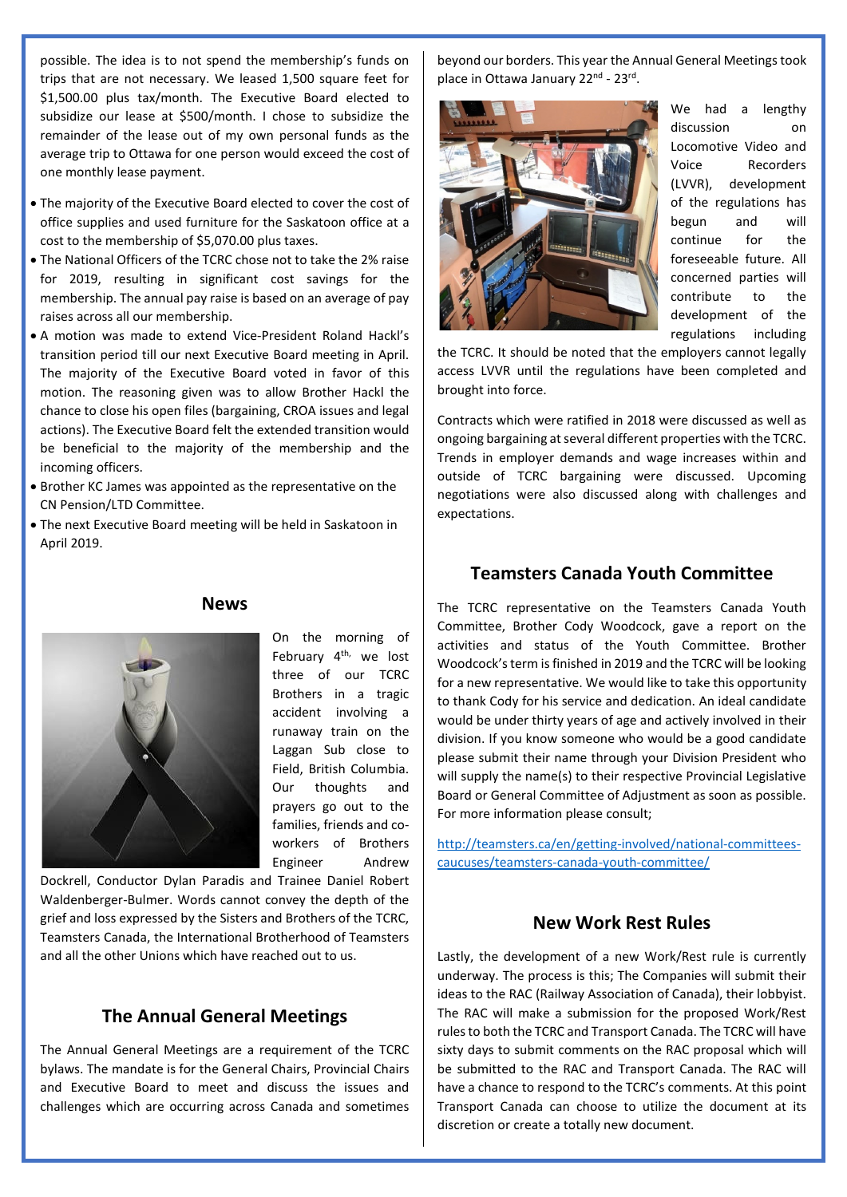possible. The idea is to not spend the membership's funds on trips that are not necessary. We leased 1,500 square feet for $1,500.00 plus tax/month. The Executive Board elected to subsidize our lease at $500/month. I chose to subsidize the remainder of the lease out of my own personal funds as the average trip to Ottawa for one person would exceed the cost of one monthly lease payment.

- The majority of the Executive Board elected to cover the cost of office supplies and used furniture for the Saskatoon office at a cost to the membership of $5,070.00 plus taxes.
- The National Officers of the TCRC chose not to take the 2% raise for 2019, resulting in significant cost savings for the membership. The annual pay raise is based on an average of pay raises across all our membership.
- A motion was made to extend Vice-President Roland Hackl's transition period till our next Executive Board meeting in April. The majority of the Executive Board voted in favor of this motion. The reasoning given was to allow Brother Hackl the chance to close his open files (bargaining, CROA issues and legal actions). The Executive Board felt the extended transition would be beneficial to the majority of the membership and the incoming officers.
- Brother KC James was appointed as the representative on the CN Pension/LTD Committee.
- The next Executive Board meeting will be held in Saskatoon in April 2019.

## News

On the morning of February 4th, we lost three of our TCRC Brothers in a tragic accident involving a runaway train on the Laggan Sub close to Field, British Columbia. Our thoughts and prayers go out to the families, friends and co-workers of Brothers Engineer Andrew Dockrell, Conductor Dylan Paradis and Trainee Daniel Robert Waldenberger-Bulmer. Words cannot convey the depth of the grief and loss expressed by the Sisters and Brothers of the TCRC, Teamsters Canada, the International Brotherhood of Teamsters and all the other Unions which have reached out to us.

## The Annual General Meetings

The Annual General Meetings are a requirement of the TCRC bylaws. The mandate is for the General Chairs, Provincial Chairs and Executive Board to meet and discuss the issues and challenges which are occurring across Canada and sometimes beyond our borders. This year the Annual General Meetings took place in Ottawa January 22nd - 23rd.

We had a lengthy discussion on Locomotive Video and Voice Recorders (LVVR), development of the regulations has begun and will continue for the foreseeable future. All concerned parties will contribute to the development of the regulations including the TCRC. It should be noted that the employers cannot legally access LVVR until the regulations have been completed and brought into force.

Contracts which were ratified in 2018 were discussed as well as ongoing bargaining at several different properties with the TCRC. Trends in employer demands and wage increases within and outside of TCRC bargaining were discussed. Upcoming negotiations were also discussed along with challenges and expectations.

## Teamsters Canada Youth Committee

The TCRC representative on the Teamsters Canada Youth Committee, Brother Cody Woodcock, gave a report on the activities and status of the Youth Committee. Brother Woodcock's term is finished in 2019 and the TCRC will be looking for a new representative. We would like to take this opportunity to thank Cody for his service and dedication. An ideal candidate would be under thirty years of age and actively involved in their division. If you know someone who would be a good candidate please submit their name through your Division President who will supply the name(s) to their respective Provincial Legislative Board or General Committee of Adjustment as soon as possible. For more information please consult;

http://teamsters.ca/en/getting-involved/national-committees-caucuses/teamsters-canada-youth-committee/

## New Work Rest Rules

Lastly, the development of a new Work/Rest rule is currently underway. The process is this; The Companies will submit their ideas to the RAC (Railway Association of Canada), their lobbyist. The RAC will make a submission for the proposed Work/Rest rules to both the TCRC and Transport Canada. The TCRC will have sixty days to submit comments on the RAC proposal which will be submitted to the RAC and Transport Canada. The RAC will have a chance to respond to the TCRC's comments. At this point Transport Canada can choose to utilize the document at its discretion or create a totally new document.